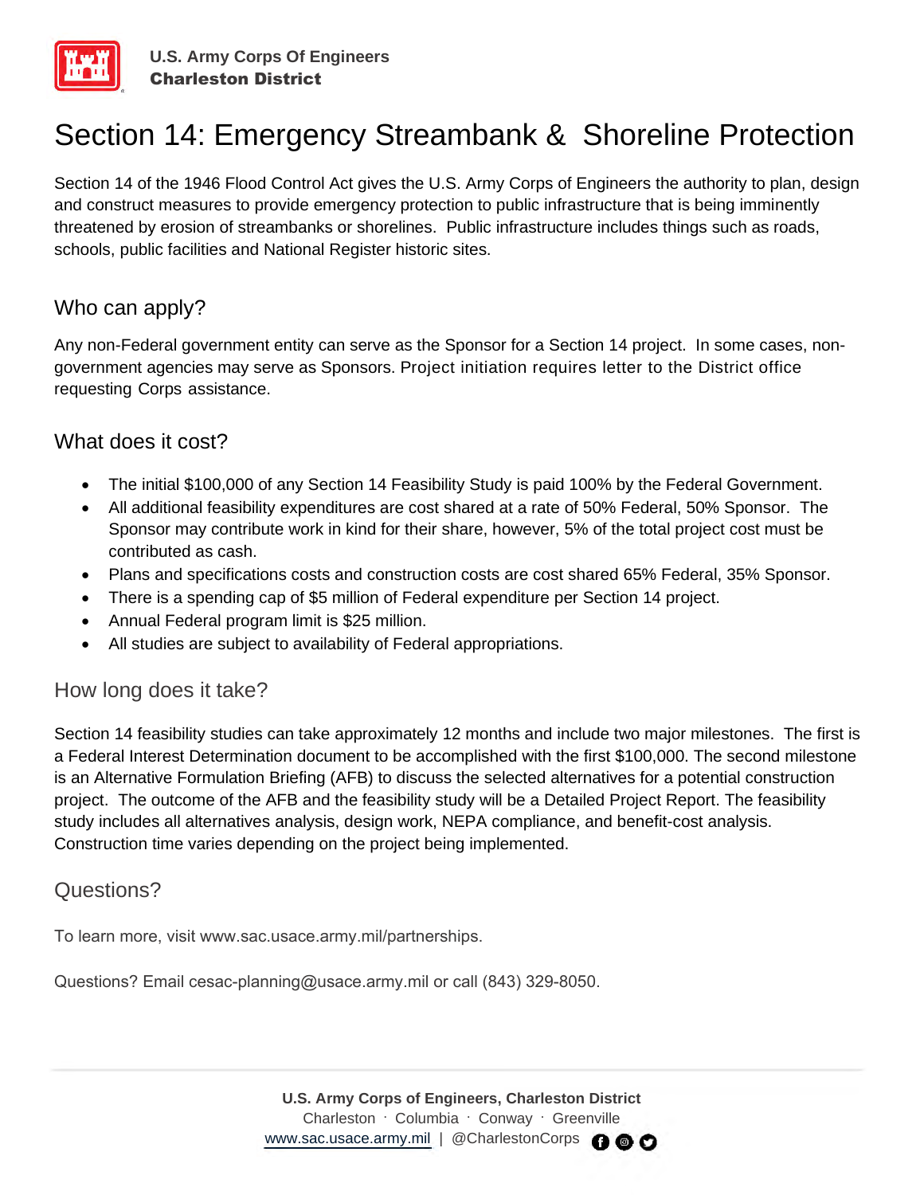U.S. Army Corps Of Engineers
**Charleston District**

# Section 14: Emergency Streambank & Shoreline Protection

Section 14 of the 1946 Flood Control Act gives the U.S. Army Corps of Engineers the authority to plan, design and construct measures to provide emergency protection to public infrastructure that is being imminently threatened by erosion of streambanks or shorelines. Public infrastructure includes things such as roads, schools, public facilities and National Register historic sites.

## Who can apply?

Any non-Federal government entity can serve as the Sponsor for a Section 14 project. In some cases, non-government agencies may serve as Sponsors. Project initiation requires letter to the District office requesting Corps assistance.

## What does it cost?

- The initial $100,000 of any Section 14 Feasibility Study is paid 100% by the Federal Government.
- All additional feasibility expenditures are cost shared at a rate of 50% Federal, 50% Sponsor. The Sponsor may contribute work in kind for their share, however, 5% of the total project cost must be contributed as cash.
- Plans and specifications costs and construction costs are cost shared 65% Federal, 35% Sponsor.
- There is a spending cap of $5 million of Federal expenditure per Section 14 project.
- Annual Federal program limit is $25 million.
- All studies are subject to availability of Federal appropriations.

## How long does it take?

Section 14 feasibility studies can take approximately 12 months and include two major milestones. The first is a Federal Interest Determination document to be accomplished with the first $100,000. The second milestone is an Alternative Formulation Briefing (AFB) to discuss the selected alternatives for a potential construction project. The outcome of the AFB and the feasibility study will be a Detailed Project Report. The feasibility study includes all alternatives analysis, design work, NEPA compliance, and benefit-cost analysis. Construction time varies depending on the project being implemented.

## Questions?

To learn more, visit www.sac.usace.army.mil/partnerships.

Questions? Email cesac-planning@usace.army.mil or call (843) 329-8050.

**U.S. Army Corps of Engineers, Charleston District**
Charleston · Columbia · Conway · Greenville
www.sac.usace.army.mil | @CharlestonCorps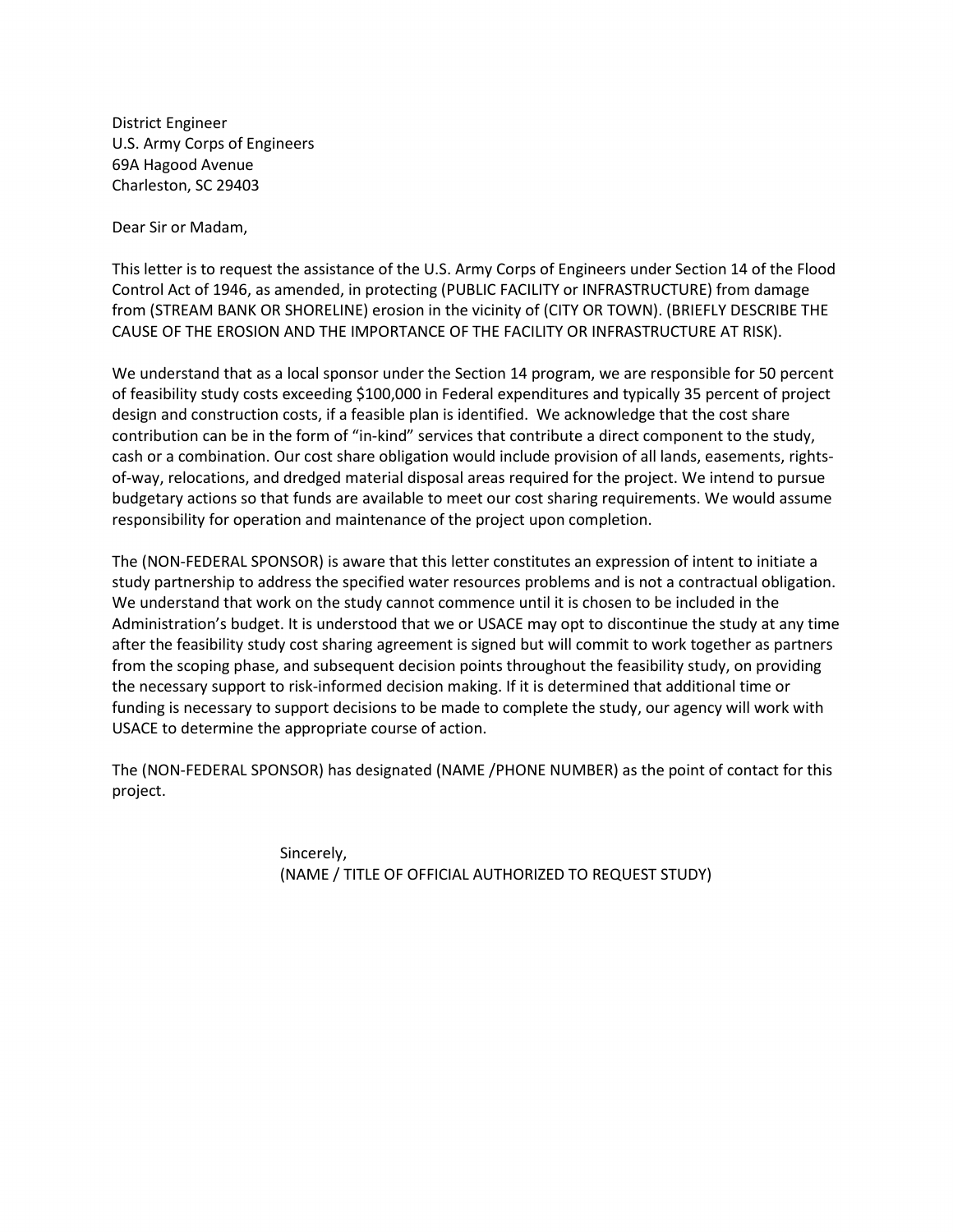District Engineer
U.S. Army Corps of Engineers
69A Hagood Avenue
Charleston, SC 29403

Dear Sir or Madam,

This letter is to request the assistance of the U.S. Army Corps of Engineers under Section 14 of the Flood Control Act of 1946, as amended, in protecting (PUBLIC FACILITY or INFRASTRUCTURE) from damage from (STREAM BANK OR SHORELINE) erosion in the vicinity of (CITY OR TOWN). (BRIEFLY DESCRIBE THE CAUSE OF THE EROSION AND THE IMPORTANCE OF THE FACILITY OR INFRASTRUCTURE AT RISK).

We understand that as a local sponsor under the Section 14 program, we are responsible for 50 percent of feasibility study costs exceeding $100,000 in Federal expenditures and typically 35 percent of project design and construction costs, if a feasible plan is identified. We acknowledge that the cost share contribution can be in the form of "in-kind" services that contribute a direct component to the study, cash or a combination. Our cost share obligation would include provision of all lands, easements, rights-of-way, relocations, and dredged material disposal areas required for the project. We intend to pursue budgetary actions so that funds are available to meet our cost sharing requirements. We would assume responsibility for operation and maintenance of the project upon completion.

The (NON-FEDERAL SPONSOR) is aware that this letter constitutes an expression of intent to initiate a study partnership to address the specified water resources problems and is not a contractual obligation. We understand that work on the study cannot commence until it is chosen to be included in the Administration's budget. It is understood that we or USACE may opt to discontinue the study at any time after the feasibility study cost sharing agreement is signed but will commit to work together as partners from the scoping phase, and subsequent decision points throughout the feasibility study, on providing the necessary support to risk-informed decision making. If it is determined that additional time or funding is necessary to support decisions to be made to complete the study, our agency will work with USACE to determine the appropriate course of action.

The (NON-FEDERAL SPONSOR) has designated (NAME /PHONE NUMBER) as the point of contact for this project.

Sincerely,
(NAME / TITLE OF OFFICIAL AUTHORIZED TO REQUEST STUDY)